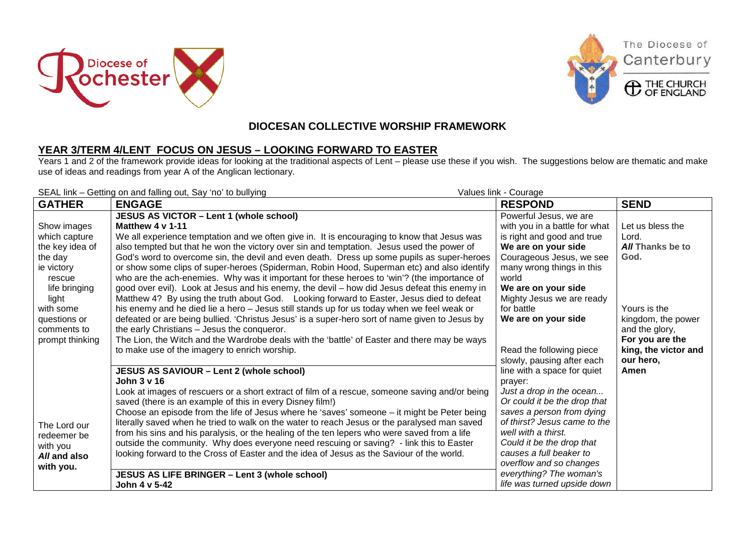Diocese of Rochester

The Diocese of Canterbury

THE CHURCH OF ENGLAND

# DIOCESAN COLLECTIVE WORSHIP FRAMEWORK

## YEAR 3/TERM 4/LENT FOCUS ON JESUS – LOOKING FORWARD TO EASTER

Years 1 and 2 of the framework provide ideas for looking at the traditional aspects of Lent – please use these if you wish. The suggestions below are thematic and make use of ideas and readings from year A of the Anglican lectionary.

SEAL link – Getting on and falling out, Say 'no' to bullying — Values link - Courage

| GATHER | ENGAGE | RESPOND | SEND |
|---|---|---|---|
| Show images which capture the key idea of the day ie victory rescue life bringing light with some questions or comments to prompt thinking<br><br>The Lord our redeemer be with you<br>***All* and also with you.** | **JESUS AS VICTOR – Lent 1 (whole school)**<br>**Matthew 4 v 1-11**<br>We all experience temptation and we often give in. It is encouraging to know that Jesus was also tempted but that he won the victory over sin and temptation. Jesus used the power of God's word to overcome sin, the devil and even death. Dress up some pupils as super-heroes or show some clips of super-heroes (Spiderman, Robin Hood, Superman etc) and also identify who are the ach-enemies. Why was it important for these heroes to 'win'? (the importance of good over evil). Look at Jesus and his enemy, the devil – how did Jesus defeat this enemy in Matthew 4? By using the truth about God. Looking forward to Easter, Jesus died to defeat his enemy and he died lie a hero – Jesus still stands up for us today when we feel weak or defeated or are being bullied. 'Christus Jesus' is a super-hero sort of name given to Jesus by the early Christians – Jesus the conqueror.<br>The Lion, the Witch and the Wardrobe deals with the 'battle' of Easter and there may be ways to make use of the imagery to enrich worship.<br><br>**JESUS AS SAVIOUR – Lent 2 (whole school)**<br>**John 3 v 16**<br>Look at images of rescuers or a short extract of film of a rescue, someone saving and/or being saved (there is an example of this in every Disney film!)<br>Choose an episode from the life of Jesus where he 'saves' someone – it might be Peter being literally saved when he tried to walk on the water to reach Jesus or the paralysed man saved from his sins and his paralysis, or the healing of the ten lepers who were saved from a life outside the community. Why does everyone need rescuing or saving? - link this to Easter looking forward to the Cross of Easter and the idea of Jesus as the Saviour of the world.<br><br>**JESUS AS LIFE BRINGER – Lent 3 (whole school)**<br>**John 4 v 5-42** | Powerful Jesus, we are with you in a battle for what is right and good and true<br>**We are on your side**<br>Courageous Jesus, we see many wrong things in this world<br>**We are on your side**<br>Mighty Jesus we are ready for battle<br>**We are on your side**<br><br>Read the following piece slowly, pausing after each line with a space for quiet prayer:<br>*Just a drop in the ocean...*<br>*Or could it be the drop that saves a person from dying of thirst? Jesus came to the well with a thirst.*<br>*Could it be the drop that causes a full beaker to overflow and so changes everything? The woman's life was turned upside down* | Let us bless the Lord.<br>***All* Thanks be to God.**<br><br>Yours is the kingdom, the power and the glory,<br>**For you are the king, the victor and our hero, Amen** |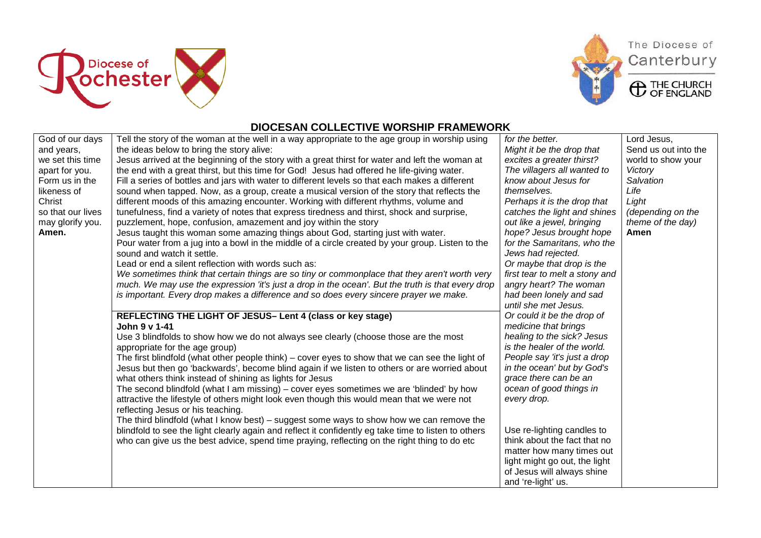**DIOCESAN COLLECTIVE WORSHIP FRAMEWORK**

| | | | |
|---|---|---|---|
| God of our days and years, we set this time apart for you. Form us in the likeness of Christ so that our lives may glorify you. **Amen.** | Tell the story of the woman at the well in a way appropriate to the age group in worship using the ideas below to bring the story alive:<br>Jesus arrived at the beginning of the story with a great thirst for water and left the woman at the end with a great thirst, but this time for God! Jesus had offered he life-giving water.<br>Fill a series of bottles and jars with water to different levels so that each makes a different sound when tapped. Now, as a group, create a musical version of the story that reflects the different moods of this amazing encounter. Working with different rhythms, volume and tunefulness, find a variety of notes that express tiredness and thirst, shock and surprise, puzzlement, hope, confusion, amazement and joy within the story<br>Jesus taught this woman some amazing things about God, starting just with water.<br>Pour water from a jug into a bowl in the middle of a circle created by your group. Listen to the sound and watch it settle.<br>Lead or end a silent reflection with words such as:<br>*We sometimes think that certain things are so tiny or commonplace that they aren't worth very much. We may use the expression 'it's just a drop in the ocean'. But the truth is that every drop is important. Every drop makes a difference and so does every sincere prayer we make.*<br><br>**REFLECTING THE LIGHT OF JESUS– Lent 4 (class or key stage)**<br>**John 9 v 1-41**<br>Use 3 blindfolds to show how we do not always see clearly (choose those are the most appropriate for the age group)<br>The first blindfold (what other people think) – cover eyes to show that we can see the light of Jesus but then go 'backwards', become blind again if we listen to others or are worried about what others think instead of shining as lights for Jesus<br>The second blindfold (what I am missing) – cover eyes sometimes we are 'blinded' by how attractive the lifestyle of others might look even though this would mean that we were not reflecting Jesus or his teaching.<br>The third blindfold (what I know best) – suggest some ways to show how we can remove the blindfold to see the light clearly again and reflect it confidently eg take time to listen to others who can give us the best advice, spend time praying, reflecting on the right thing to do etc | *for the better.*<br>*Might it be the drop that excites a greater thirst? The villagers all wanted to know about Jesus for themselves.*<br>*Perhaps it is the drop that catches the light and shines out like a jewel, bringing hope? Jesus brought hope for the Samaritans, who the Jews had rejected.*<br>*Or maybe that drop is the first tear to melt a stony and angry heart? The woman had been lonely and sad until she met Jesus.*<br>*Or could it be the drop of medicine that brings healing to the sick? Jesus is the healer of the world.*<br>*People say 'it's just a drop in the ocean' but by God's grace there can be an ocean of good things in every drop.*<br><br>Use re-lighting candles to think about the fact that no matter how many times out light might go out, the light of Jesus will always shine and 're-light' us. | Lord Jesus,<br>Send us out into the world to show your<br>*Victory*<br>*Salvation*<br>*Life*<br>*Light*<br>*(depending on the theme of the day)*<br>**Amen** |